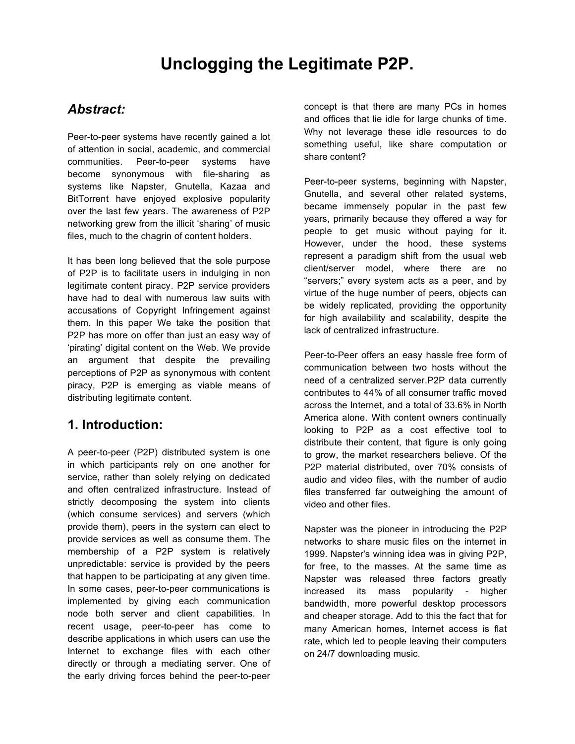# Unclogging the Legitimate P2P.

## *Abstract:*

Peer-to-peer systems have recently gained a lot of attention in social, academic, and commercial communities. Peer-to-peer systems have become synonymous with file-sharing as systems like Napster, Gnutella, Kazaa and BitTorrent have enjoyed explosive popularity over the last few years. The awareness of P2P networking grew from the illicit 'sharing' of music files, much to the chagrin of content holders.

It has been long believed that the sole purpose of P2P is to facilitate users in indulging in non legitimate content piracy. P2P service providers have had to deal with numerous law suits with accusations of Copyright Infringement against them. In this paper We take the position that P2P has more on offer than just an easy way of 'pirating' digital content on the Web. We provide an argument that despite the prevailing perceptions of P2P as synonymous with content piracy, P2P is emerging as viable means of distributing legitimate content.

## 1. Introduction:

A peer-to-peer (P2P) distributed system is one in which participants rely on one another for service, rather than solely relying on dedicated and often centralized infrastructure. Instead of strictly decomposing the system into clients (which consume services) and servers (which provide them), peers in the system can elect to provide services as well as consume them. The membership of a P2P system is relatively unpredictable: service is provided by the peers that happen to be participating at any given time. In some cases, peer-to-peer communications is implemented by giving each communication node both server and client capabilities. In recent usage, peer-to-peer has come to describe applications in which users can use the Internet to exchange files with each other directly or through a mediating server. One of the early driving forces behind the peer-to-peer concept is that there are many PCs in homes and offices that lie idle for large chunks of time. Why not leverage these idle resources to do something useful, like share computation or share content?

Peer-to-peer systems, beginning with Napster, Gnutella, and several other related systems, became immensely popular in the past few years, primarily because they offered a way for people to get music without paying for it. However, under the hood, these systems represent a paradigm shift from the usual web client/server model, where there are no "servers;" every system acts as a peer, and by virtue of the huge number of peers, objects can be widely replicated, providing the opportunity for high availability and scalability, despite the lack of centralized infrastructure.

Peer-to-Peer offers an easy hassle free form of communication between two hosts without the need of a centralized server.P2P data currently contributes to 44% of all consumer traffic moved across the Internet, and a total of 33.6% in North America alone. With content owners continually looking to P2P as a cost effective tool to distribute their content, that figure is only going to grow, the market researchers believe. Of the P2P material distributed, over 70% consists of audio and video files, with the number of audio files transferred far outweighing the amount of video and other files.

Napster was the pioneer in introducing the P2P networks to share music files on the internet in 1999. Napster's winning idea was in giving P2P, for free, to the masses. At the same time as Napster was released three factors greatly increased its mass popularity - higher bandwidth, more powerful desktop processors and cheaper storage. Add to this the fact that for many American homes, Internet access is flat rate, which led to people leaving their computers on 24/7 downloading music.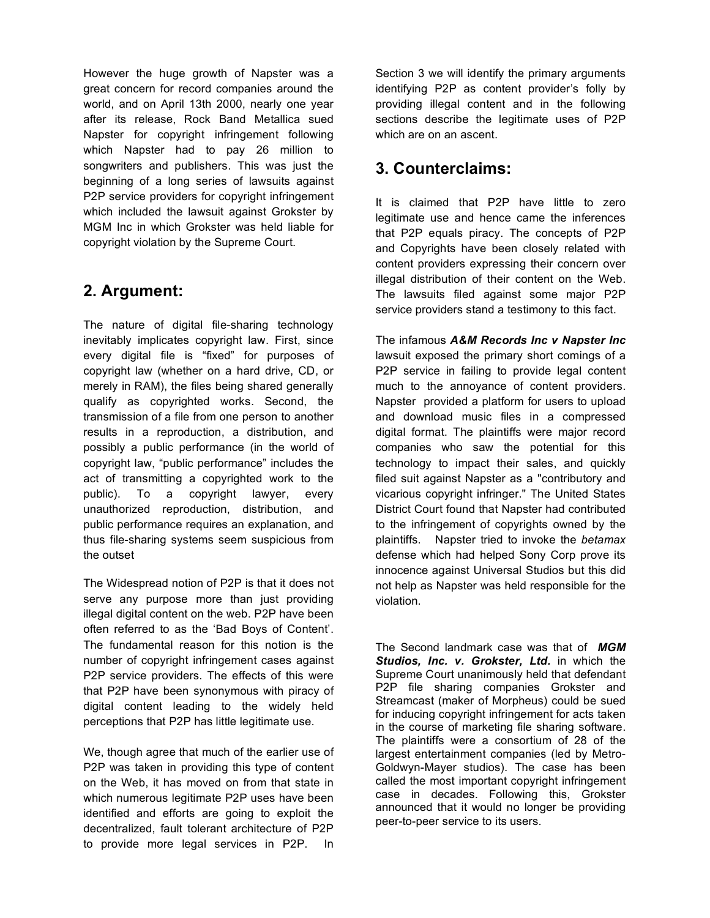However the huge growth of Napster was a great concern for record companies around the world, and on April 13th 2000, nearly one year after its release, Rock Band Metallica sued Napster for copyright infringement following which Napster had to pay 26 million to songwriters and publishers. This was just the beginning of a long series of lawsuits against P2P service providers for copyright infringement which included the lawsuit against Grokster by MGM Inc in which Grokster was held liable for copyright violation by the Supreme Court.

## 2. Argument:

The nature of digital file-sharing technology inevitably implicates copyright law. First, since every digital file is "fixed" for purposes of copyright law (whether on a hard drive, CD, or merely in RAM), the files being shared generally qualify as copyrighted works. Second, the transmission of a file from one person to another results in a reproduction, a distribution, and possibly a public performance (in the world of copyright law, "public performance" includes the act of transmitting a copyrighted work to the public). To a copyright lawyer, every unauthorized reproduction, distribution, and public performance requires an explanation, and thus file-sharing systems seem suspicious from the outset

The Widespread notion of P2P is that it does not serve any purpose more than just providing illegal digital content on the web. P2P have been often referred to as the 'Bad Boys of Content'. The fundamental reason for this notion is the number of copyright infringement cases against P2P service providers. The effects of this were that P2P have been synonymous with piracy of digital content leading to the widely held perceptions that P2P has little legitimate use.

We, though agree that much of the earlier use of P2P was taken in providing this type of content on the Web, it has moved on from that state in which numerous legitimate P2P uses have been identified and efforts are going to exploit the decentralized, fault tolerant architecture of P2P to provide more legal services in P2P. In Section 3 we will identify the primary arguments identifying P2P as content provider's folly by providing illegal content and in the following sections describe the legitimate uses of P2P which are on an ascent.

## 3. Counterclaims:

It is claimed that P2P have little to zero legitimate use and hence came the inferences that P2P equals piracy. The concepts of P2P and Copyrights have been closely related with content providers expressing their concern over illegal distribution of their content on the Web. The lawsuits filed against some major P2P service providers stand a testimony to this fact.

The infamous ***A&M Records Inc v Napster Inc*** lawsuit exposed the primary short comings of a P2P service in failing to provide legal content much to the annoyance of content providers. Napster provided a platform for users to upload and download music files in a compressed digital format. The plaintiffs were major record companies who saw the potential for this technology to impact their sales, and quickly filed suit against Napster as a "contributory and vicarious copyright infringer." The United States District Court found that Napster had contributed to the infringement of copyrights owned by the plaintiffs. Napster tried to invoke the *betamax* defense which had helped Sony Corp prove its innocence against Universal Studios but this did not help as Napster was held responsible for the violation.

The Second landmark case was that of ***MGM Studios, Inc. v. Grokster, Ltd.*** in which the Supreme Court unanimously held that defendant P2P file sharing companies Grokster and Streamcast (maker of Morpheus) could be sued for inducing copyright infringement for acts taken in the course of marketing file sharing software. The plaintiffs were a consortium of 28 of the largest entertainment companies (led by Metro-Goldwyn-Mayer studios). The case has been called the most important copyright infringement case in decades. Following this, Grokster announced that it would no longer be providing peer-to-peer service to its users.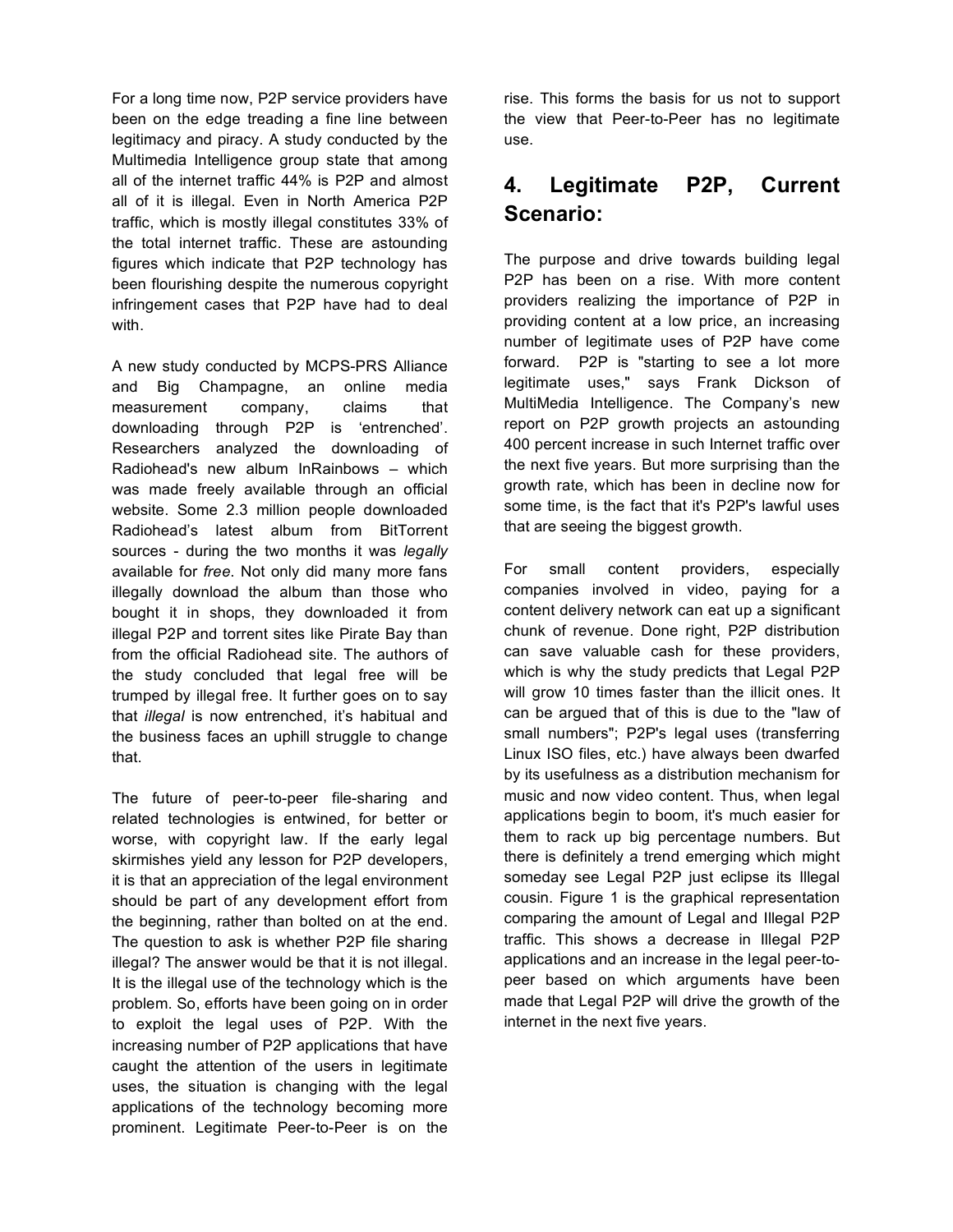For a long time now, P2P service providers have been on the edge treading a fine line between legitimacy and piracy. A study conducted by the Multimedia Intelligence group state that among all of the internet traffic 44% is P2P and almost all of it is illegal. Even in North America P2P traffic, which is mostly illegal constitutes 33% of the total internet traffic. These are astounding figures which indicate that P2P technology has been flourishing despite the numerous copyright infringement cases that P2P have had to deal with.

A new study conducted by MCPS-PRS Alliance and Big Champagne, an online media measurement company, claims that downloading through P2P is 'entrenched'. Researchers analyzed the downloading of Radiohead's new album InRainbows – which was made freely available through an official website. Some 2.3 million people downloaded Radiohead's latest album from BitTorrent sources - during the two months it was *legally* available for *free*. Not only did many more fans illegally download the album than those who bought it in shops, they downloaded it from illegal P2P and torrent sites like Pirate Bay than from the official Radiohead site. The authors of the study concluded that legal free will be trumped by illegal free. It further goes on to say that *illegal* is now entrenched, it's habitual and the business faces an uphill struggle to change that.

The future of peer-to-peer file-sharing and related technologies is entwined, for better or worse, with copyright law. If the early legal skirmishes yield any lesson for P2P developers, it is that an appreciation of the legal environment should be part of any development effort from the beginning, rather than bolted on at the end. The question to ask is whether P2P file sharing illegal? The answer would be that it is not illegal. It is the illegal use of the technology which is the problem. So, efforts have been going on in order to exploit the legal uses of P2P. With the increasing number of P2P applications that have caught the attention of the users in legitimate uses, the situation is changing with the legal applications of the technology becoming more prominent. Legitimate Peer-to-Peer is on the rise. This forms the basis for us not to support the view that Peer-to-Peer has no legitimate use.

## 4. Legitimate P2P, Current Scenario:

The purpose and drive towards building legal P2P has been on a rise. With more content providers realizing the importance of P2P in providing content at a low price, an increasing number of legitimate uses of P2P have come forward. P2P is "starting to see a lot more legitimate uses," says Frank Dickson of MultiMedia Intelligence. The Company's new report on P2P growth projects an astounding 400 percent increase in such Internet traffic over the next five years. But more surprising than the growth rate, which has been in decline now for some time, is the fact that it's P2P's lawful uses that are seeing the biggest growth.

For small content providers, especially companies involved in video, paying for a content delivery network can eat up a significant chunk of revenue. Done right, P2P distribution can save valuable cash for these providers, which is why the study predicts that Legal P2P will grow 10 times faster than the illicit ones. It can be argued that of this is due to the "law of small numbers"; P2P's legal uses (transferring Linux ISO files, etc.) have always been dwarfed by its usefulness as a distribution mechanism for music and now video content. Thus, when legal applications begin to boom, it's much easier for them to rack up big percentage numbers. But there is definitely a trend emerging which might someday see Legal P2P just eclipse its Illegal cousin. Figure 1 is the graphical representation comparing the amount of Legal and Illegal P2P traffic. This shows a decrease in Illegal P2P applications and an increase in the legal peer-to-peer based on which arguments have been made that Legal P2P will drive the growth of the internet in the next five years.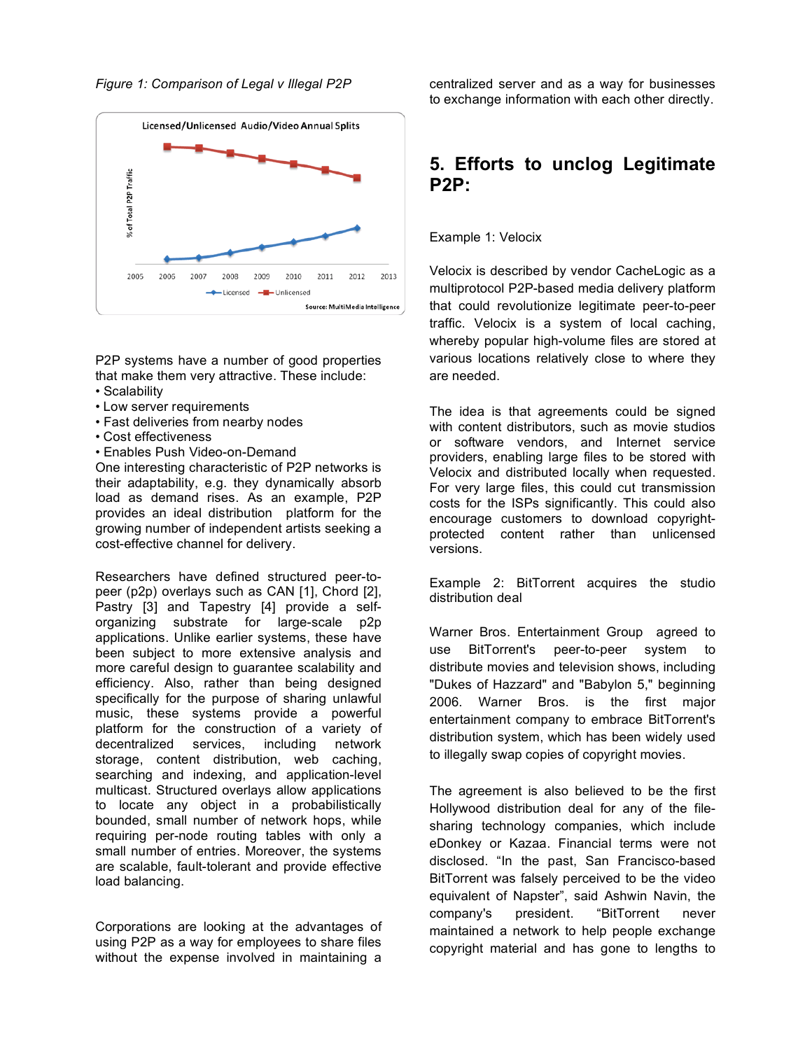*Figure 1: Comparison of Legal v Illegal P2P*

P2P systems have a number of good properties that make them very attractive. These include:

- Scalability
- Low server requirements
- Fast deliveries from nearby nodes
- Cost effectiveness
- Enables Push Video-on-Demand

One interesting characteristic of P2P networks is their adaptability, e.g. they dynamically absorb load as demand rises. As an example, P2P provides an ideal distribution platform for the growing number of independent artists seeking a cost-effective channel for delivery.

Researchers have defined structured peer-to-peer (p2p) overlays such as CAN [1], Chord [2], Pastry [3] and Tapestry [4] provide a self-organizing substrate for large-scale p2p applications. Unlike earlier systems, these have been subject to more extensive analysis and more careful design to guarantee scalability and efficiency. Also, rather than being designed specifically for the purpose of sharing unlawful music, these systems provide a powerful platform for the construction of a variety of decentralized services, including network storage, content distribution, web caching, searching and indexing, and application-level multicast. Structured overlays allow applications to locate any object in a probabilistically bounded, small number of network hops, while requiring per-node routing tables with only a small number of entries. Moreover, the systems are scalable, fault-tolerant and provide effective load balancing.

Corporations are looking at the advantages of using P2P as a way for employees to share files without the expense involved in maintaining a centralized server and as a way for businesses to exchange information with each other directly.

## 5. Efforts to unclog Legitimate P2P:

Example 1: Velocix

Velocix is described by vendor CacheLogic as a multiprotocol P2P-based media delivery platform that could revolutionize legitimate peer-to-peer traffic. Velocix is a system of local caching, whereby popular high-volume files are stored at various locations relatively close to where they are needed.

The idea is that agreements could be signed with content distributors, such as movie studios or software vendors, and Internet service providers, enabling large files to be stored with Velocix and distributed locally when requested. For very large files, this could cut transmission costs for the ISPs significantly. This could also encourage customers to download copyright-protected content rather than unlicensed versions.

Example 2: BitTorrent acquires the studio distribution deal

Warner Bros. Entertainment Group agreed to use BitTorrent's peer-to-peer system to distribute movies and television shows, including "Dukes of Hazzard" and "Babylon 5," beginning 2006. Warner Bros. is the first major entertainment company to embrace BitTorrent's distribution system, which has been widely used to illegally swap copies of copyright movies.

The agreement is also believed to be the first Hollywood distribution deal for any of the file-sharing technology companies, which include eDonkey or Kazaa. Financial terms were not disclosed. "In the past, San Francisco-based BitTorrent was falsely perceived to be the video equivalent of Napster", said Ashwin Navin, the company's president. "BitTorrent never maintained a network to help people exchange copyright material and has gone to lengths to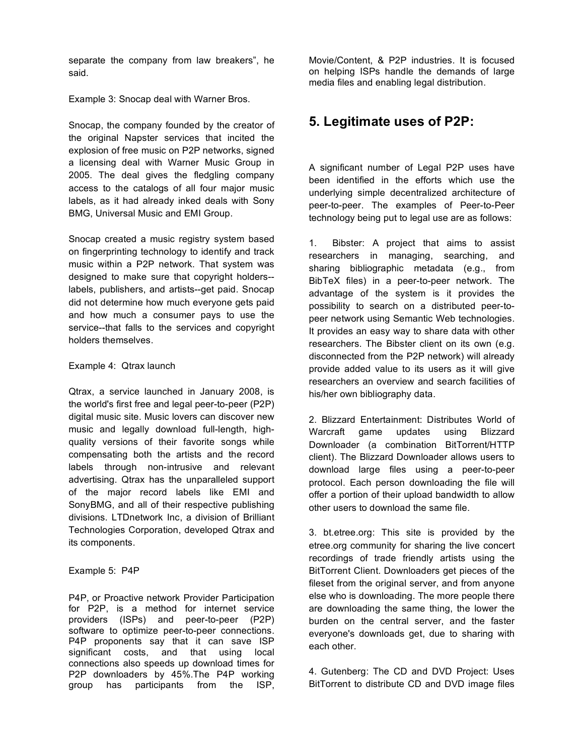separate the company from law breakers", he said.

Example 3: Snocap deal with Warner Bros.

Snocap, the company founded by the creator of the original Napster services that incited the explosion of free music on P2P networks, signed a licensing deal with Warner Music Group in 2005. The deal gives the fledgling company access to the catalogs of all four major music labels, as it had already inked deals with Sony BMG, Universal Music and EMI Group.

Snocap created a music registry system based on fingerprinting technology to identify and track music within a P2P network. That system was designed to make sure that copyright holders--labels, publishers, and artists--get paid. Snocap did not determine how much everyone gets paid and how much a consumer pays to use the service--that falls to the services and copyright holders themselves.

Example 4: Qtrax launch

Qtrax, a service launched in January 2008, is the world's first free and legal peer-to-peer (P2P) digital music site. Music lovers can discover new music and legally download full-length, high-quality versions of their favorite songs while compensating both the artists and the record labels through non-intrusive and relevant advertising. Qtrax has the unparalleled support of the major record labels like EMI and SonyBMG, and all of their respective publishing divisions. LTDnetwork Inc, a division of Brilliant Technologies Corporation, developed Qtrax and its components.

Example 5: P4P

P4P, or Proactive network Provider Participation for P2P, is a method for internet service providers (ISPs) and peer-to-peer (P2P) software to optimize peer-to-peer connections. P4P proponents say that it can save ISP significant costs, and that using local connections also speeds up download times for P2P downloaders by 45%.The P4P working group has participants from the ISP, Movie/Content, & P2P industries. It is focused on helping ISPs handle the demands of large media files and enabling legal distribution.

## 5. Legitimate uses of P2P:

A significant number of Legal P2P uses have been identified in the efforts which use the underlying simple decentralized architecture of peer-to-peer. The examples of Peer-to-Peer technology being put to legal use are as follows:

1. Bibster: A project that aims to assist researchers in managing, searching, and sharing bibliographic metadata (e.g., from BibTeX files) in a peer-to-peer network. The advantage of the system is it provides the possibility to search on a distributed peer-to-peer network using Semantic Web technologies. It provides an easy way to share data with other researchers. The Bibster client on its own (e.g. disconnected from the P2P network) will already provide added value to its users as it will give researchers an overview and search facilities of his/her own bibliography data.

2. Blizzard Entertainment: Distributes World of Warcraft game updates using Blizzard Downloader (a combination BitTorrent/HTTP client). The Blizzard Downloader allows users to download large files using a peer-to-peer protocol. Each person downloading the file will offer a portion of their upload bandwidth to allow other users to download the same file.

3. bt.etree.org: This site is provided by the etree.org community for sharing the live concert recordings of trade friendly artists using the BitTorrent Client. Downloaders get pieces of the fileset from the original server, and from anyone else who is downloading. The more people there are downloading the same thing, the lower the burden on the central server, and the faster everyone's downloads get, due to sharing with each other.

4. Gutenberg: The CD and DVD Project: Uses BitTorrent to distribute CD and DVD image files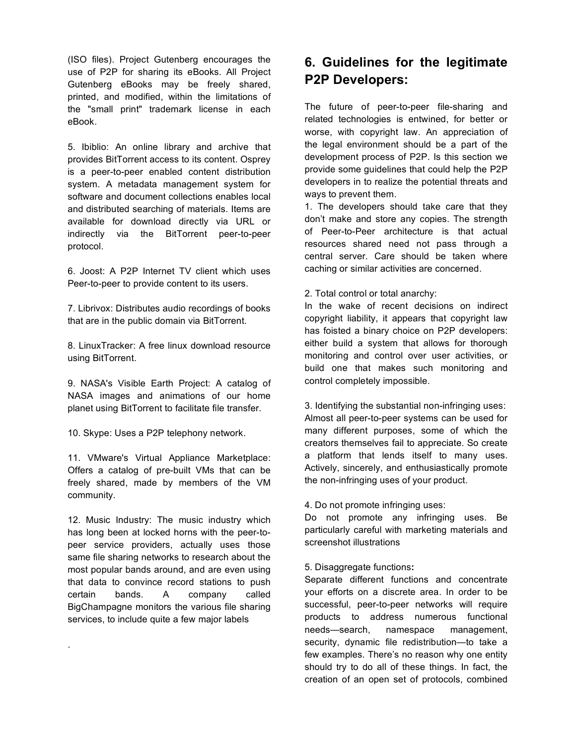(ISO files). Project Gutenberg encourages the use of P2P for sharing its eBooks. All Project Gutenberg eBooks may be freely shared, printed, and modified, within the limitations of the "small print" trademark license in each eBook.

5. Ibiblio: An online library and archive that provides BitTorrent access to its content. Osprey is a peer-to-peer enabled content distribution system. A metadata management system for software and document collections enables local and distributed searching of materials. Items are available for download directly via URL or indirectly via the BitTorrent peer-to-peer protocol.

6. Joost: A P2P Internet TV client which uses Peer-to-peer to provide content to its users.

7. Librivox: Distributes audio recordings of books that are in the public domain via BitTorrent.

8. LinuxTracker: A free linux download resource using BitTorrent.

9. NASA's Visible Earth Project: A catalog of NASA images and animations of our home planet using BitTorrent to facilitate file transfer.

10. Skype: Uses a P2P telephony network.

11. VMware's Virtual Appliance Marketplace: Offers a catalog of pre-built VMs that can be freely shared, made by members of the VM community.

12. Music Industry: The music industry which has long been at locked horns with the peer-to-peer service providers, actually uses those same file sharing networks to research about the most popular bands around, and are even using that data to convince record stations to push certain bands. A company called BigChampagne monitors the various file sharing services, to include quite a few major labels

.

## 6. Guidelines for the legitimate P2P Developers:

The future of peer-to-peer file-sharing and related technologies is entwined, for better or worse, with copyright law. An appreciation of the legal environment should be a part of the development process of P2P. Is this section we provide some guidelines that could help the P2P developers in to realize the potential threats and ways to prevent them.

1. The developers should take care that they don't make and store any copies. The strength of Peer-to-Peer architecture is that actual resources shared need not pass through a central server. Care should be taken where caching or similar activities are concerned.

2. Total control or total anarchy:
In the wake of recent decisions on indirect copyright liability, it appears that copyright law has foisted a binary choice on P2P developers: either build a system that allows for thorough monitoring and control over user activities, or build one that makes such monitoring and control completely impossible.

3. Identifying the substantial non-infringing uses:
Almost all peer-to-peer systems can be used for many different purposes, some of which the creators themselves fail to appreciate. So create a platform that lends itself to many uses. Actively, sincerely, and enthusiastically promote the non-infringing uses of your product.

4. Do not promote infringing uses:
Do not promote any infringing uses. Be particularly careful with marketing materials and screenshot illustrations

5. Disaggregate functions**:**
Separate different functions and concentrate your efforts on a discrete area. In order to be successful, peer-to-peer networks will require products to address numerous functional needs—search, namespace management, security, dynamic file redistribution—to take a few examples. There's no reason why one entity should try to do all of these things. In fact, the creation of an open set of protocols, combined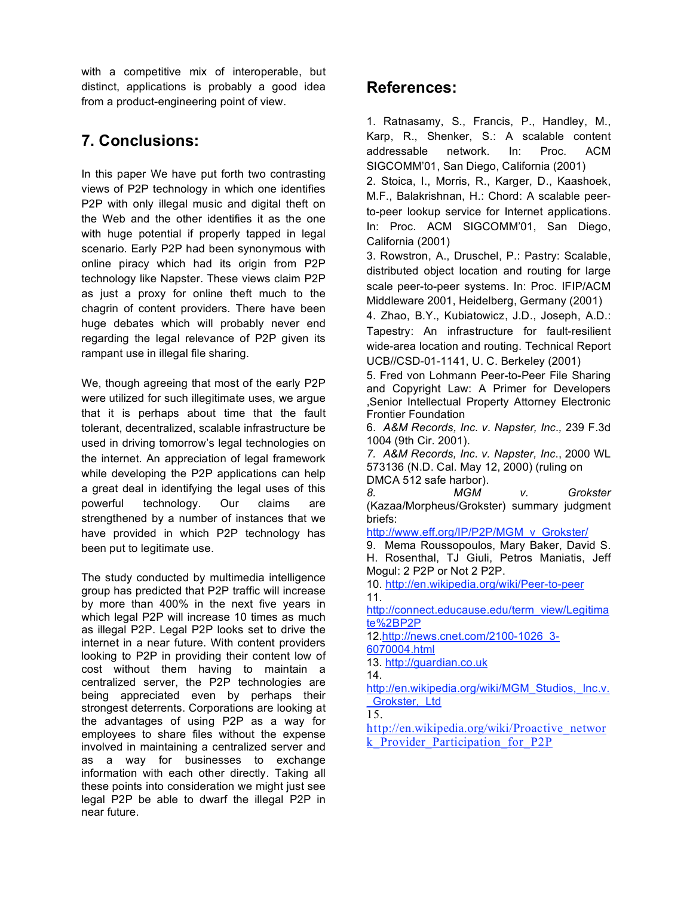with a competitive mix of interoperable, but distinct, applications is probably a good idea from a product-engineering point of view.

## 7. Conclusions:

In this paper We have put forth two contrasting views of P2P technology in which one identifies P2P with only illegal music and digital theft on the Web and the other identifies it as the one with huge potential if properly tapped in legal scenario. Early P2P had been synonymous with online piracy which had its origin from P2P technology like Napster. These views claim P2P as just a proxy for online theft much to the chagrin of content providers. There have been huge debates which will probably never end regarding the legal relevance of P2P given its rampant use in illegal file sharing.

We, though agreeing that most of the early P2P were utilized for such illegitimate uses, we argue that it is perhaps about time that the fault tolerant, decentralized, scalable infrastructure be used in driving tomorrow's legal technologies on the internet. An appreciation of legal framework while developing the P2P applications can help a great deal in identifying the legal uses of this powerful technology. Our claims are strengthened by a number of instances that we have provided in which P2P technology has been put to legitimate use.

The study conducted by multimedia intelligence group has predicted that P2P traffic will increase by more than 400% in the next five years in which legal P2P will increase 10 times as much as illegal P2P. Legal P2P looks set to drive the internet in a near future. With content providers looking to P2P in providing their content low of cost without them having to maintain a centralized server, the P2P technologies are being appreciated even by perhaps their strongest deterrents. Corporations are looking at the advantages of using P2P as a way for employees to share files without the expense involved in maintaining a centralized server and as a way for businesses to exchange information with each other directly. Taking all these points into consideration we might just see legal P2P be able to dwarf the illegal P2P in near future.

## References:

1. Ratnasamy, S., Francis, P., Handley, M., Karp, R., Shenker, S.: A scalable content addressable network. In: Proc. ACM SIGCOMM'01, San Diego, California (2001)
2. Stoica, I., Morris, R., Karger, D., Kaashoek, M.F., Balakrishnan, H.: Chord: A scalable peer-to-peer lookup service for Internet applications. In: Proc. ACM SIGCOMM'01, San Diego, California (2001)
3. Rowstron, A., Druschel, P.: Pastry: Scalable, distributed object location and routing for large scale peer-to-peer systems. In: Proc. IFIP/ACM Middleware 2001, Heidelberg, Germany (2001)
4. Zhao, B.Y., Kubiatowicz, J.D., Joseph, A.D.: Tapestry: An infrastructure for fault-resilient wide-area location and routing. Technical Report UCB//CSD-01-1141, U. C. Berkeley (2001)
5. Fred von Lohmann Peer-to-Peer File Sharing and Copyright Law: A Primer for Developers ,Senior Intellectual Property Attorney Electronic Frontier Foundation
6. *A&M Records, Inc. v. Napster, Inc.,* 239 F.3d 1004 (9th Cir. 2001).
7. *A&M Records, Inc. v. Napster, Inc.*, 2000 WL 573136 (N.D. Cal. May 12, 2000) (ruling on DMCA 512 safe harbor).
8. *MGM v. Grokster* (Kazaa/Morpheus/Grokster) summary judgment briefs: http://www.eff.org/IP/P2P/MGM_v_Grokster/
9. Mema Roussopoulos, Mary Baker, David S. H. Rosenthal, TJ Giuli, Petros Maniatis, Jeff Mogul: 2 P2P or Not 2 P2P.
10. http://en.wikipedia.org/wiki/Peer-to-peer
11. http://connect.educause.edu/term_view/Legitimate%2BP2P
12. http://news.cnet.com/2100-1026_3-6070004.html
13. http://guardian.co.uk
14. http://en.wikipedia.org/wiki/MGM_Studios,_Inc.v._Grokster,_Ltd
15. http://en.wikipedia.org/wiki/Proactive_network_Provider_Participation_for_P2P